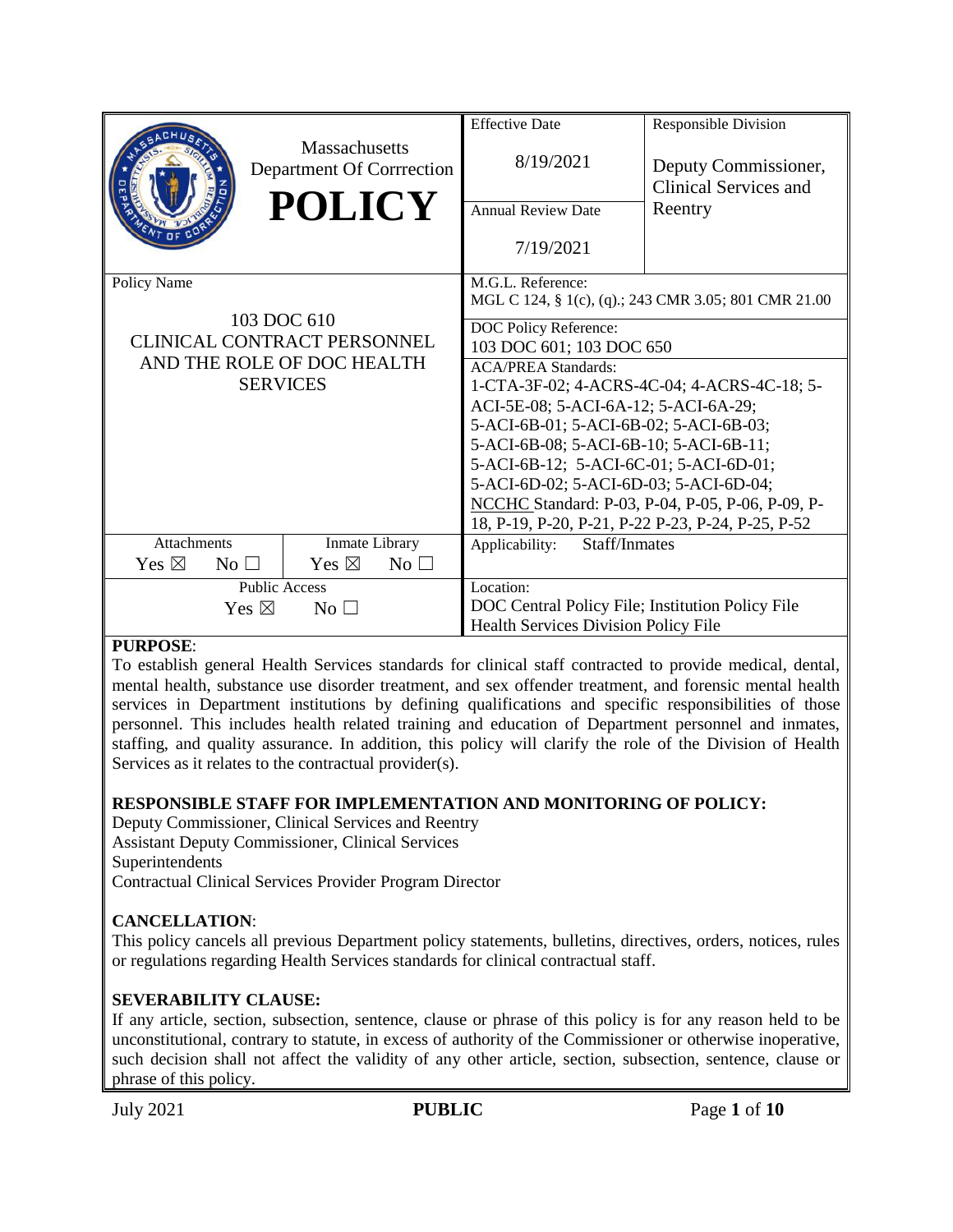| Massachusetts Department Of Corrrection **POLICY** | | Effective Date<br>8/19/2021 | Responsible Division<br>Deputy Commissioner, Clinical Services and Reentry |
|---|---|---|---|
| | | Annual Review Date<br>7/19/2021 | |
| Policy Name<br>103 DOC 610<br>CLINICAL CONTRACT PERSONNEL AND THE ROLE OF DOC HEALTH SERVICES | | M.G.L. Reference:<br>MGL C 124, § 1(c), (q).; 243 CMR 3.05; 801 CMR 21.00 | |
| | | DOC Policy Reference:<br>103 DOC 601; 103 DOC 650 | |
| | | ACA/PREA Standards:<br>1-CTA-3F-02; 4-ACRS-4C-04; 4-ACRS-4C-18; 5-ACI-5E-08; 5-ACI-6A-12; 5-ACI-6A-29; 5-ACI-6B-01; 5-ACI-6B-02; 5-ACI-6B-03; 5-ACI-6B-08; 5-ACI-6B-10; 5-ACI-6B-11; 5-ACI-6B-12; 5-ACI-6C-01; 5-ACI-6D-01; 5-ACI-6D-02; 5-ACI-6D-03; 5-ACI-6D-04;<br>NCCHC Standard: P-03, P-04, P-05, P-06, P-09, P-18, P-19, P-20, P-21, P-22 P-23, P-24, P-25, P-52 | |
| Attachments<br>Yes ☒ No ☐ | Inmate Library<br>Yes ☒ No ☐ | Applicability: Staff/Inmates | |
| Public Access<br>Yes ☒ No ☐ | | Location:<br>DOC Central Policy File; Institution Policy File Health Services Division Policy File | |

**PURPOSE**:
To establish general Health Services standards for clinical staff contracted to provide medical, dental, mental health, substance use disorder treatment, and sex offender treatment, and forensic mental health services in Department institutions by defining qualifications and specific responsibilities of those personnel. This includes health related training and education of Department personnel and inmates, staffing, and quality assurance. In addition, this policy will clarify the role of the Division of Health Services as it relates to the contractual provider(s).

**RESPONSIBLE STAFF FOR IMPLEMENTATION AND MONITORING OF POLICY:**
Deputy Commissioner, Clinical Services and Reentry
Assistant Deputy Commissioner, Clinical Services
Superintendents
Contractual Clinical Services Provider Program Director

**CANCELLATION**:
This policy cancels all previous Department policy statements, bulletins, directives, orders, notices, rules or regulations regarding Health Services standards for clinical contractual staff.

**SEVERABILITY CLAUSE:**
If any article, section, subsection, sentence, clause or phrase of this policy is for any reason held to be unconstitutional, contrary to statute, in excess of authority of the Commissioner or otherwise inoperative, such decision shall not affect the validity of any other article, section, subsection, sentence, clause or phrase of this policy.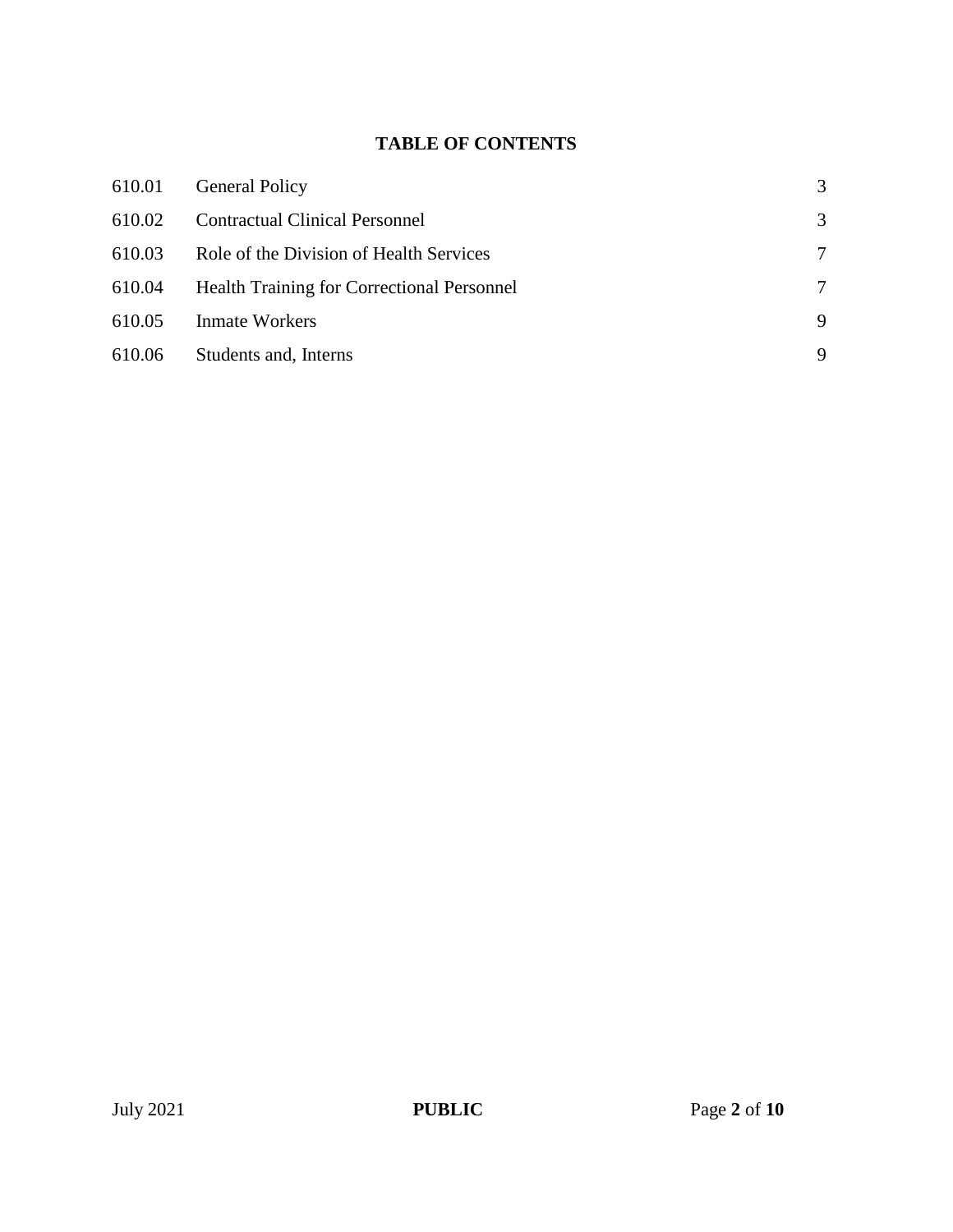## TABLE OF CONTENTS

| | | |
|---|---|---|
| 610.01 | General Policy | 3 |
| 610.02 | Contractual Clinical Personnel | 3 |
| 610.03 | Role of the Division of Health Services | 7 |
| 610.04 | Health Training for Correctional Personnel | 7 |
| 610.05 | Inmate Workers | 9 |
| 610.06 | Students and, Interns | 9 |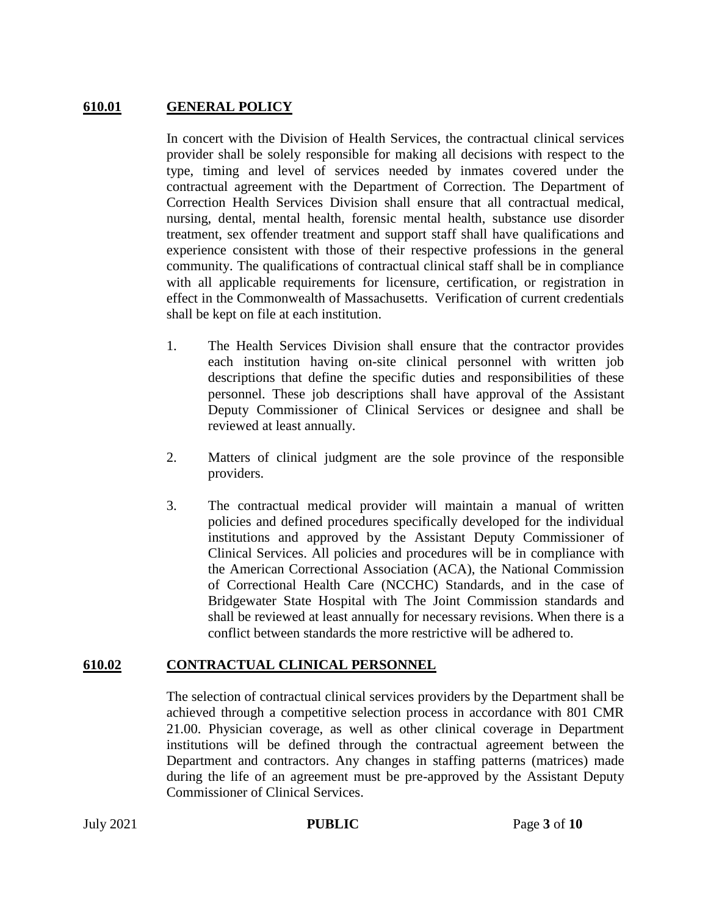## 610.01 GENERAL POLICY

In concert with the Division of Health Services, the contractual clinical services provider shall be solely responsible for making all decisions with respect to the type, timing and level of services needed by inmates covered under the contractual agreement with the Department of Correction. The Department of Correction Health Services Division shall ensure that all contractual medical, nursing, dental, mental health, forensic mental health, substance use disorder treatment, sex offender treatment and support staff shall have qualifications and experience consistent with those of their respective professions in the general community. The qualifications of contractual clinical staff shall be in compliance with all applicable requirements for licensure, certification, or registration in effect in the Commonwealth of Massachusetts. Verification of current credentials shall be kept on file at each institution.

1. The Health Services Division shall ensure that the contractor provides each institution having on-site clinical personnel with written job descriptions that define the specific duties and responsibilities of these personnel. These job descriptions shall have approval of the Assistant Deputy Commissioner of Clinical Services or designee and shall be reviewed at least annually.

2. Matters of clinical judgment are the sole province of the responsible providers.

3. The contractual medical provider will maintain a manual of written policies and defined procedures specifically developed for the individual institutions and approved by the Assistant Deputy Commissioner of Clinical Services. All policies and procedures will be in compliance with the American Correctional Association (ACA), the National Commission of Correctional Health Care (NCCHC) Standards, and in the case of Bridgewater State Hospital with The Joint Commission standards and shall be reviewed at least annually for necessary revisions. When there is a conflict between standards the more restrictive will be adhered to.

## 610.02 CONTRACTUAL CLINICAL PERSONNEL

The selection of contractual clinical services providers by the Department shall be achieved through a competitive selection process in accordance with 801 CMR 21.00. Physician coverage, as well as other clinical coverage in Department institutions will be defined through the contractual agreement between the Department and contractors. Any changes in staffing patterns (matrices) made during the life of an agreement must be pre-approved by the Assistant Deputy Commissioner of Clinical Services.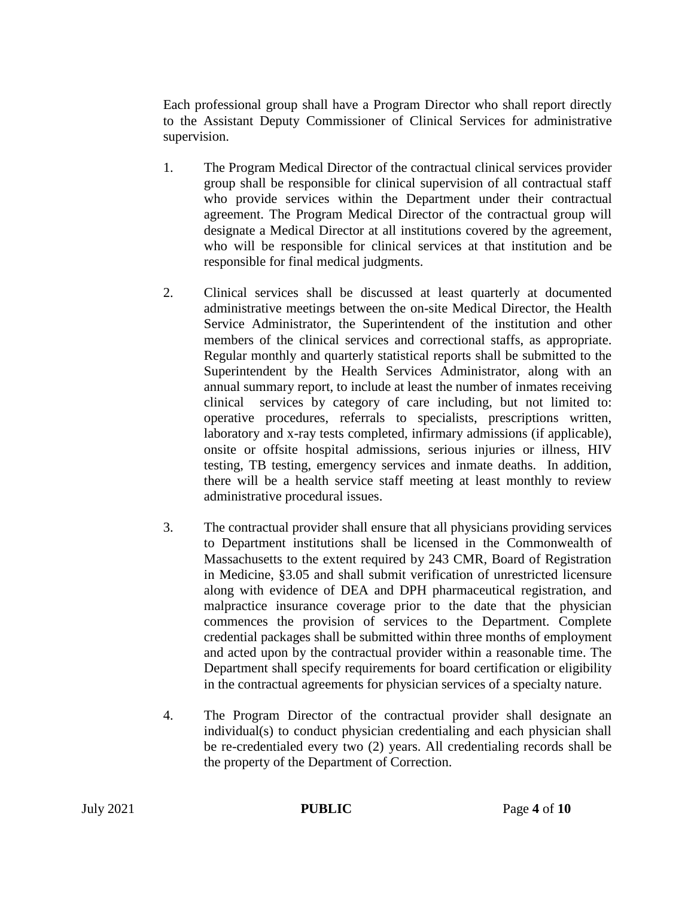Each professional group shall have a Program Director who shall report directly to the Assistant Deputy Commissioner of Clinical Services for administrative supervision.

1. The Program Medical Director of the contractual clinical services provider group shall be responsible for clinical supervision of all contractual staff who provide services within the Department under their contractual agreement. The Program Medical Director of the contractual group will designate a Medical Director at all institutions covered by the agreement, who will be responsible for clinical services at that institution and be responsible for final medical judgments.

2. Clinical services shall be discussed at least quarterly at documented administrative meetings between the on-site Medical Director, the Health Service Administrator, the Superintendent of the institution and other members of the clinical services and correctional staffs, as appropriate. Regular monthly and quarterly statistical reports shall be submitted to the Superintendent by the Health Services Administrator, along with an annual summary report, to include at least the number of inmates receiving clinical services by category of care including, but not limited to: operative procedures, referrals to specialists, prescriptions written, laboratory and x-ray tests completed, infirmary admissions (if applicable), onsite or offsite hospital admissions, serious injuries or illness, HIV testing, TB testing, emergency services and inmate deaths. In addition, there will be a health service staff meeting at least monthly to review administrative procedural issues.

3. The contractual provider shall ensure that all physicians providing services to Department institutions shall be licensed in the Commonwealth of Massachusetts to the extent required by 243 CMR, Board of Registration in Medicine, §3.05 and shall submit verification of unrestricted licensure along with evidence of DEA and DPH pharmaceutical registration, and malpractice insurance coverage prior to the date that the physician commences the provision of services to the Department. Complete credential packages shall be submitted within three months of employment and acted upon by the contractual provider within a reasonable time. The Department shall specify requirements for board certification or eligibility in the contractual agreements for physician services of a specialty nature.

4. The Program Director of the contractual provider shall designate an individual(s) to conduct physician credentialing and each physician shall be re-credentialed every two (2) years. All credentialing records shall be the property of the Department of Correction.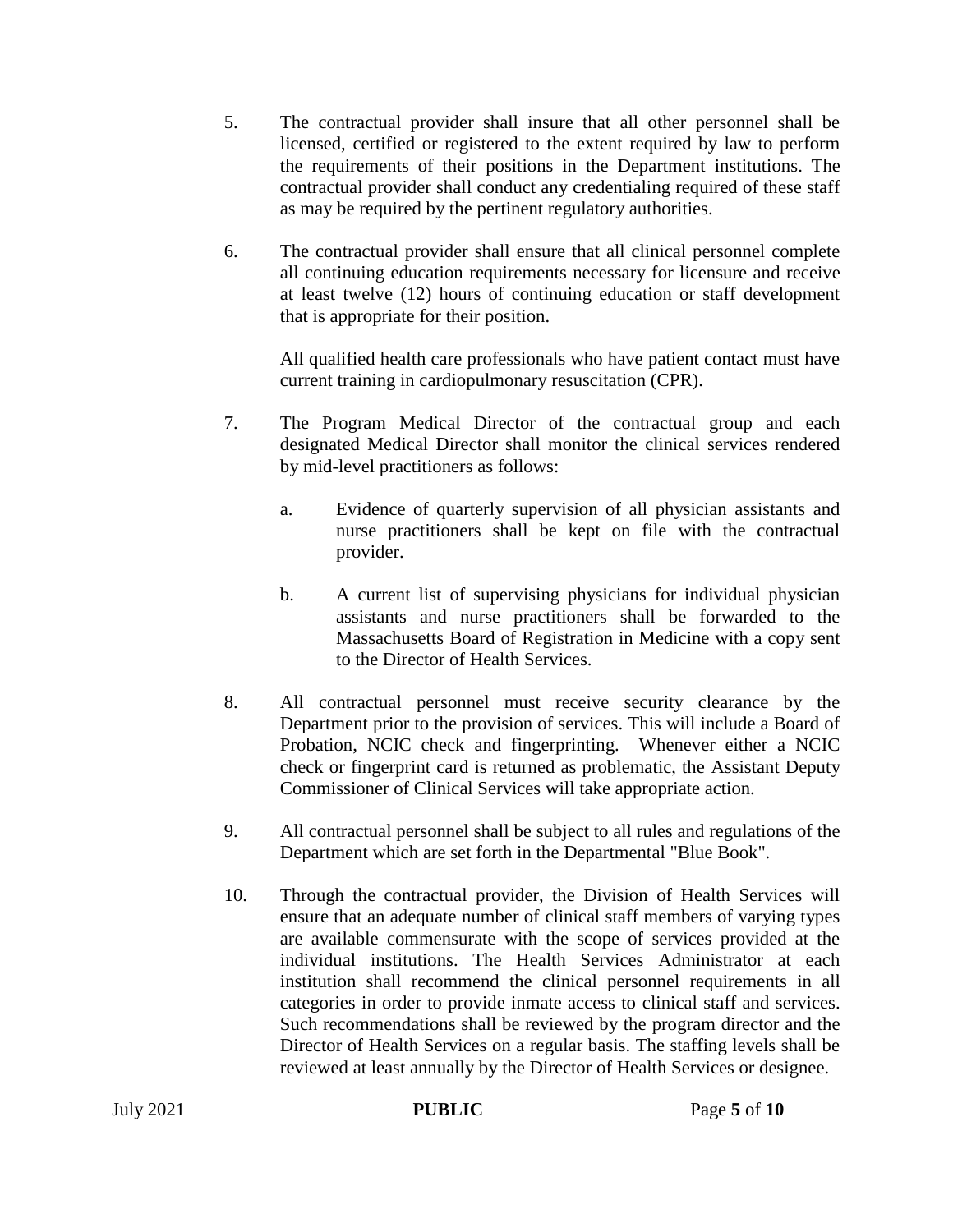5. The contractual provider shall insure that all other personnel shall be licensed, certified or registered to the extent required by law to perform the requirements of their positions in the Department institutions. The contractual provider shall conduct any credentialing required of these staff as may be required by the pertinent regulatory authorities.

6. The contractual provider shall ensure that all clinical personnel complete all continuing education requirements necessary for licensure and receive at least twelve (12) hours of continuing education or staff development that is appropriate for their position.

   All qualified health care professionals who have patient contact must have current training in cardiopulmonary resuscitation (CPR).

7. The Program Medical Director of the contractual group and each designated Medical Director shall monitor the clinical services rendered by mid-level practitioners as follows:

   a. Evidence of quarterly supervision of all physician assistants and nurse practitioners shall be kept on file with the contractual provider.

   b. A current list of supervising physicians for individual physician assistants and nurse practitioners shall be forwarded to the Massachusetts Board of Registration in Medicine with a copy sent to the Director of Health Services.

8. All contractual personnel must receive security clearance by the Department prior to the provision of services. This will include a Board of Probation, NCIC check and fingerprinting. Whenever either a NCIC check or fingerprint card is returned as problematic, the Assistant Deputy Commissioner of Clinical Services will take appropriate action.

9. All contractual personnel shall be subject to all rules and regulations of the Department which are set forth in the Departmental "Blue Book".

10. Through the contractual provider, the Division of Health Services will ensure that an adequate number of clinical staff members of varying types are available commensurate with the scope of services provided at the individual institutions. The Health Services Administrator at each institution shall recommend the clinical personnel requirements in all categories in order to provide inmate access to clinical staff and services. Such recommendations shall be reviewed by the program director and the Director of Health Services on a regular basis. The staffing levels shall be reviewed at least annually by the Director of Health Services or designee.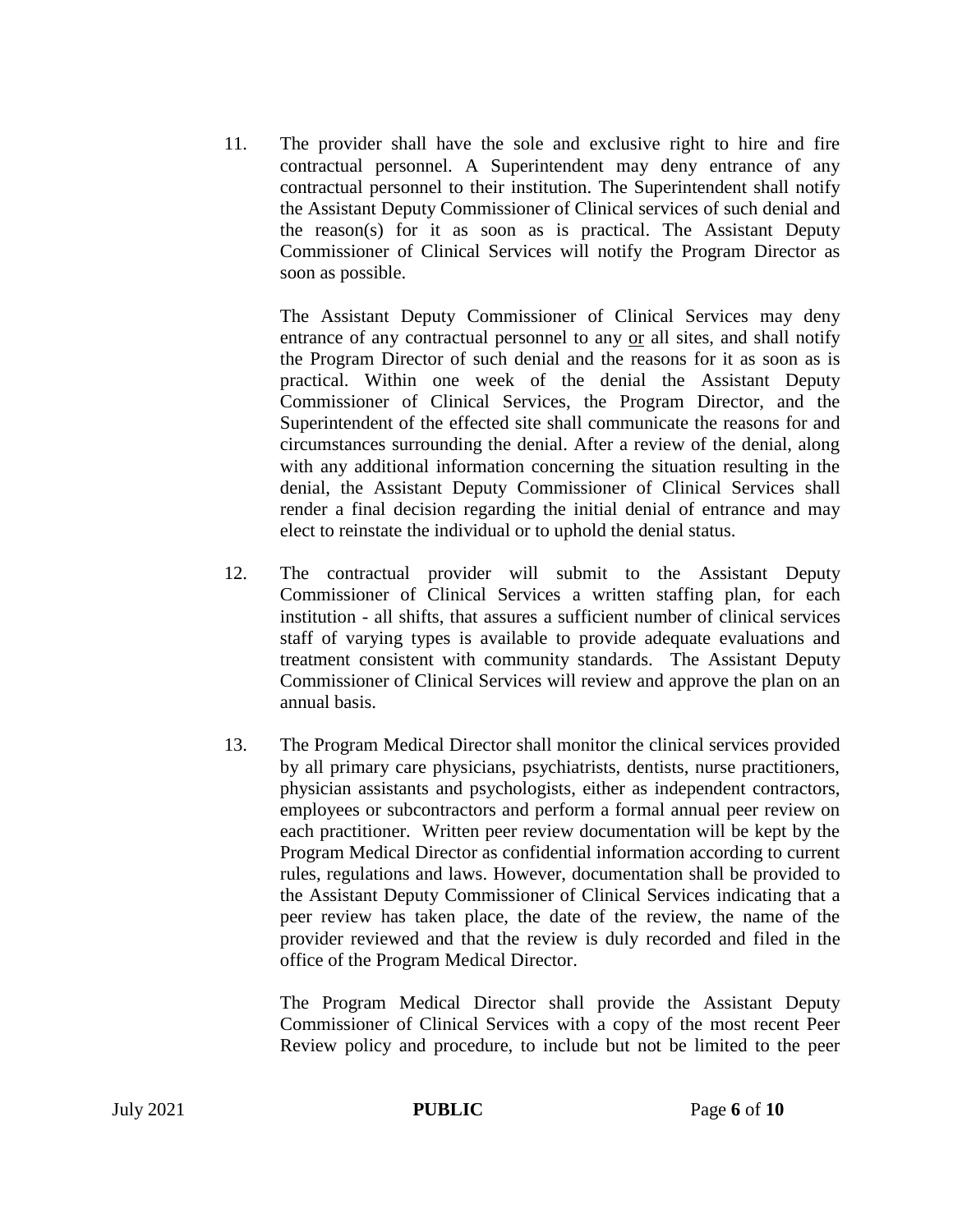11. The provider shall have the sole and exclusive right to hire and fire contractual personnel. A Superintendent may deny entrance of any contractual personnel to their institution. The Superintendent shall notify the Assistant Deputy Commissioner of Clinical services of such denial and the reason(s) for it as soon as is practical. The Assistant Deputy Commissioner of Clinical Services will notify the Program Director as soon as possible.

    The Assistant Deputy Commissioner of Clinical Services may deny entrance of any contractual personnel to any <u>or</u> all sites, and shall notify the Program Director of such denial and the reasons for it as soon as is practical. Within one week of the denial the Assistant Deputy Commissioner of Clinical Services, the Program Director, and the Superintendent of the effected site shall communicate the reasons for and circumstances surrounding the denial. After a review of the denial, along with any additional information concerning the situation resulting in the denial, the Assistant Deputy Commissioner of Clinical Services shall render a final decision regarding the initial denial of entrance and may elect to reinstate the individual or to uphold the denial status.

12. The contractual provider will submit to the Assistant Deputy Commissioner of Clinical Services a written staffing plan, for each institution - all shifts, that assures a sufficient number of clinical services staff of varying types is available to provide adequate evaluations and treatment consistent with community standards. The Assistant Deputy Commissioner of Clinical Services will review and approve the plan on an annual basis.

13. The Program Medical Director shall monitor the clinical services provided by all primary care physicians, psychiatrists, dentists, nurse practitioners, physician assistants and psychologists, either as independent contractors, employees or subcontractors and perform a formal annual peer review on each practitioner. Written peer review documentation will be kept by the Program Medical Director as confidential information according to current rules, regulations and laws. However, documentation shall be provided to the Assistant Deputy Commissioner of Clinical Services indicating that a peer review has taken place, the date of the review, the name of the provider reviewed and that the review is duly recorded and filed in the office of the Program Medical Director.

    The Program Medical Director shall provide the Assistant Deputy Commissioner of Clinical Services with a copy of the most recent Peer Review policy and procedure, to include but not be limited to the peer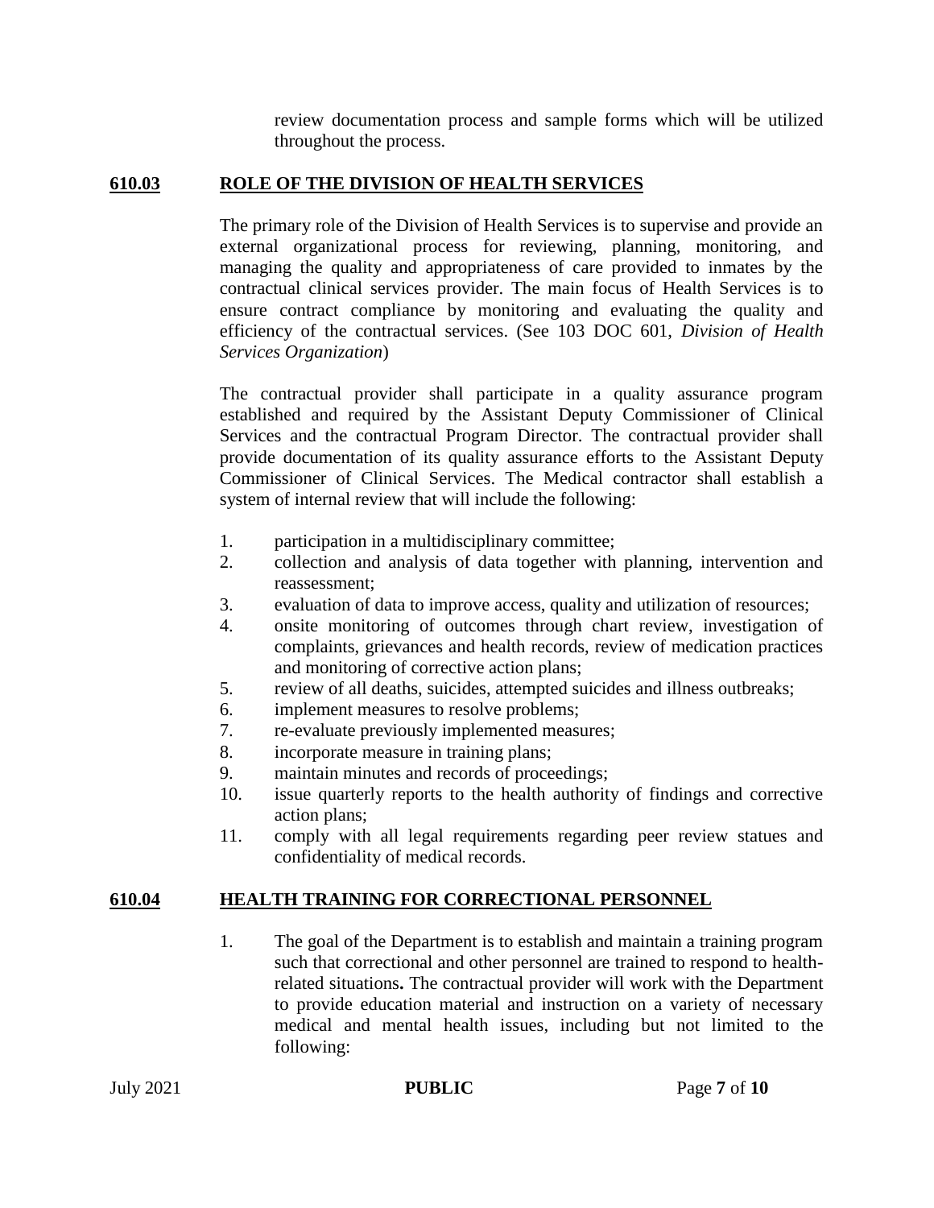review documentation process and sample forms which will be utilized throughout the process.

## 610.03 ROLE OF THE DIVISION OF HEALTH SERVICES

The primary role of the Division of Health Services is to supervise and provide an external organizational process for reviewing, planning, monitoring, and managing the quality and appropriateness of care provided to inmates by the contractual clinical services provider. The main focus of Health Services is to ensure contract compliance by monitoring and evaluating the quality and efficiency of the contractual services. (See 103 DOC 601, *Division of Health Services Organization*)

The contractual provider shall participate in a quality assurance program established and required by the Assistant Deputy Commissioner of Clinical Services and the contractual Program Director. The contractual provider shall provide documentation of its quality assurance efforts to the Assistant Deputy Commissioner of Clinical Services. The Medical contractor shall establish a system of internal review that will include the following:

1. participation in a multidisciplinary committee;
2. collection and analysis of data together with planning, intervention and reassessment;
3. evaluation of data to improve access, quality and utilization of resources;
4. onsite monitoring of outcomes through chart review, investigation of complaints, grievances and health records, review of medication practices and monitoring of corrective action plans;
5. review of all deaths, suicides, attempted suicides and illness outbreaks;
6. implement measures to resolve problems;
7. re-evaluate previously implemented measures;
8. incorporate measure in training plans;
9. maintain minutes and records of proceedings;
10. issue quarterly reports to the health authority of findings and corrective action plans;
11. comply with all legal requirements regarding peer review statues and confidentiality of medical records.

## 610.04 HEALTH TRAINING FOR CORRECTIONAL PERSONNEL

1. The goal of the Department is to establish and maintain a training program such that correctional and other personnel are trained to respond to health-related situations**.** The contractual provider will work with the Department to provide education material and instruction on a variety of necessary medical and mental health issues, including but not limited to the following: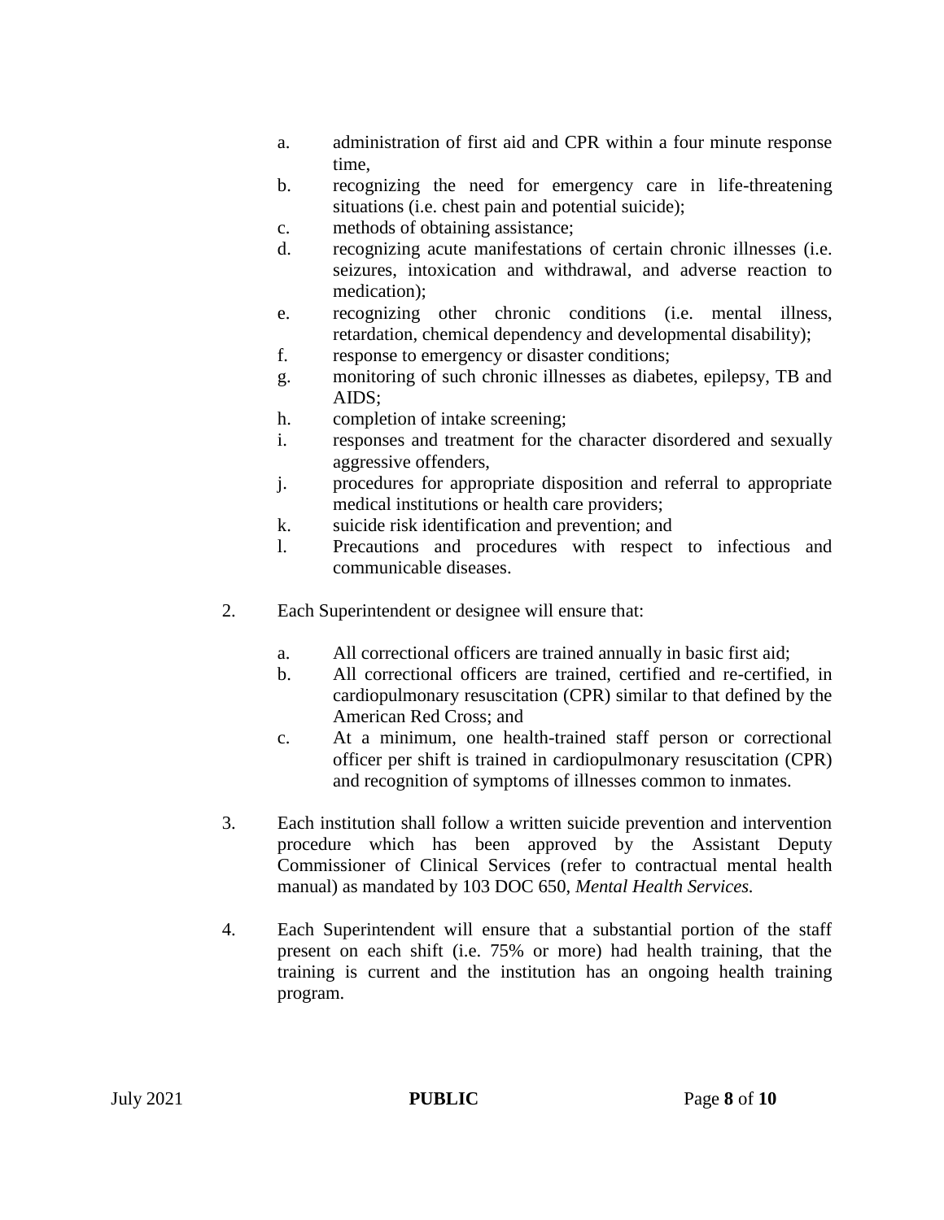a. administration of first aid and CPR within a four minute response time,
b. recognizing the need for emergency care in life-threatening situations (i.e. chest pain and potential suicide);
c. methods of obtaining assistance;
d. recognizing acute manifestations of certain chronic illnesses (i.e. seizures, intoxication and withdrawal, and adverse reaction to medication);
e. recognizing other chronic conditions (i.e. mental illness, retardation, chemical dependency and developmental disability);
f. response to emergency or disaster conditions;
g. monitoring of such chronic illnesses as diabetes, epilepsy, TB and AIDS;
h. completion of intake screening;
i. responses and treatment for the character disordered and sexually aggressive offenders,
j. procedures for appropriate disposition and referral to appropriate medical institutions or health care providers;
k. suicide risk identification and prevention; and
l. Precautions and procedures with respect to infectious and communicable diseases.

2. Each Superintendent or designee will ensure that:

   a. All correctional officers are trained annually in basic first aid;
   b. All correctional officers are trained, certified and re-certified, in cardiopulmonary resuscitation (CPR) similar to that defined by the American Red Cross; and
   c. At a minimum, one health-trained staff person or correctional officer per shift is trained in cardiopulmonary resuscitation (CPR) and recognition of symptoms of illnesses common to inmates.

3. Each institution shall follow a written suicide prevention and intervention procedure which has been approved by the Assistant Deputy Commissioner of Clinical Services (refer to contractual mental health manual) as mandated by 103 DOC 650, *Mental Health Services.*

4. Each Superintendent will ensure that a substantial portion of the staff present on each shift (i.e. 75% or more) had health training, that the training is current and the institution has an ongoing health training program.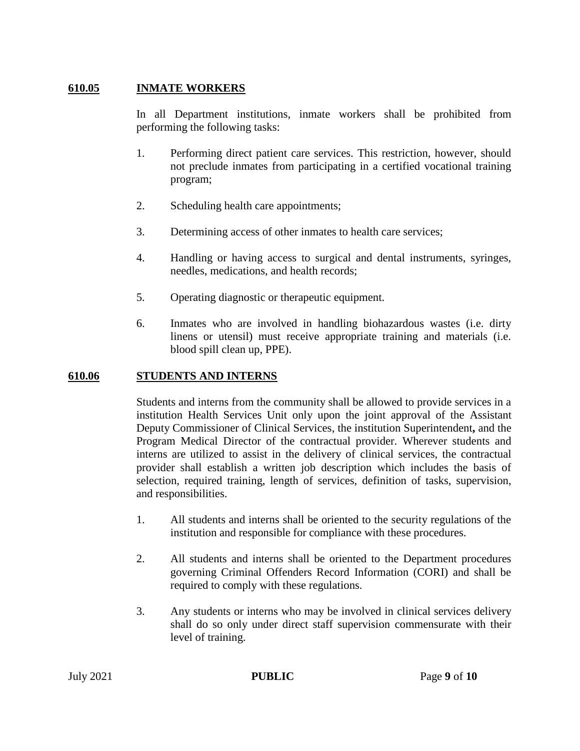## **610.05 INMATE WORKERS**

In all Department institutions, inmate workers shall be prohibited from performing the following tasks:

1. Performing direct patient care services. This restriction, however, should not preclude inmates from participating in a certified vocational training program;
2. Scheduling health care appointments;
3. Determining access of other inmates to health care services;
4. Handling or having access to surgical and dental instruments, syringes, needles, medications, and health records;
5. Operating diagnostic or therapeutic equipment.
6. Inmates who are involved in handling biohazardous wastes (i.e. dirty linens or utensil) must receive appropriate training and materials (i.e. blood spill clean up, PPE).

## **610.06 STUDENTS AND INTERNS**

Students and interns from the community shall be allowed to provide services in a institution Health Services Unit only upon the joint approval of the Assistant Deputy Commissioner of Clinical Services, the institution Superintendent**,** and the Program Medical Director of the contractual provider. Wherever students and interns are utilized to assist in the delivery of clinical services, the contractual provider shall establish a written job description which includes the basis of selection, required training, length of services, definition of tasks, supervision, and responsibilities.

1. All students and interns shall be oriented to the security regulations of the institution and responsible for compliance with these procedures.
2. All students and interns shall be oriented to the Department procedures governing Criminal Offenders Record Information (CORI) and shall be required to comply with these regulations.
3. Any students or interns who may be involved in clinical services delivery shall do so only under direct staff supervision commensurate with their level of training.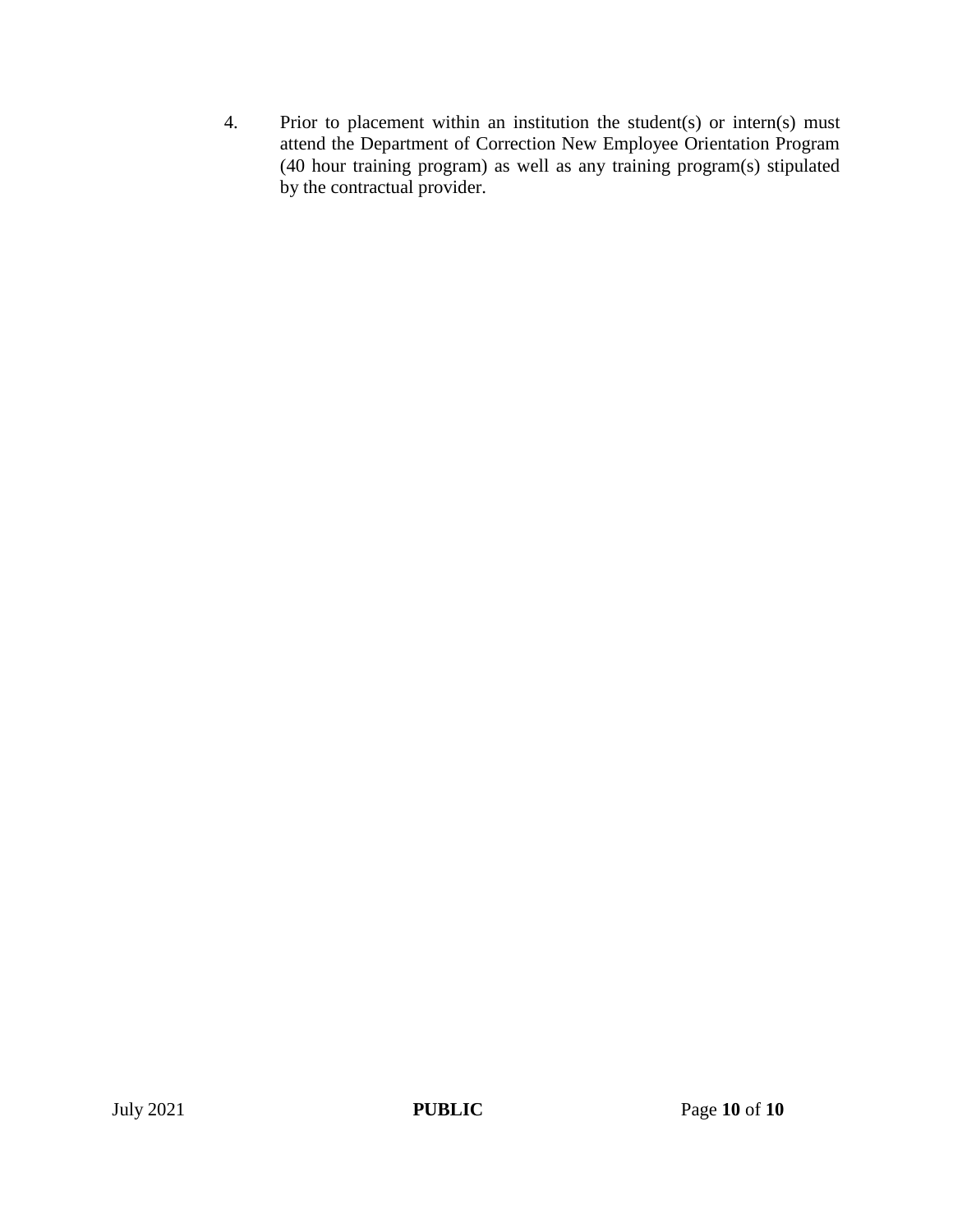4. Prior to placement within an institution the student(s) or intern(s) must attend the Department of Correction New Employee Orientation Program (40 hour training program) as well as any training program(s) stipulated by the contractual provider.